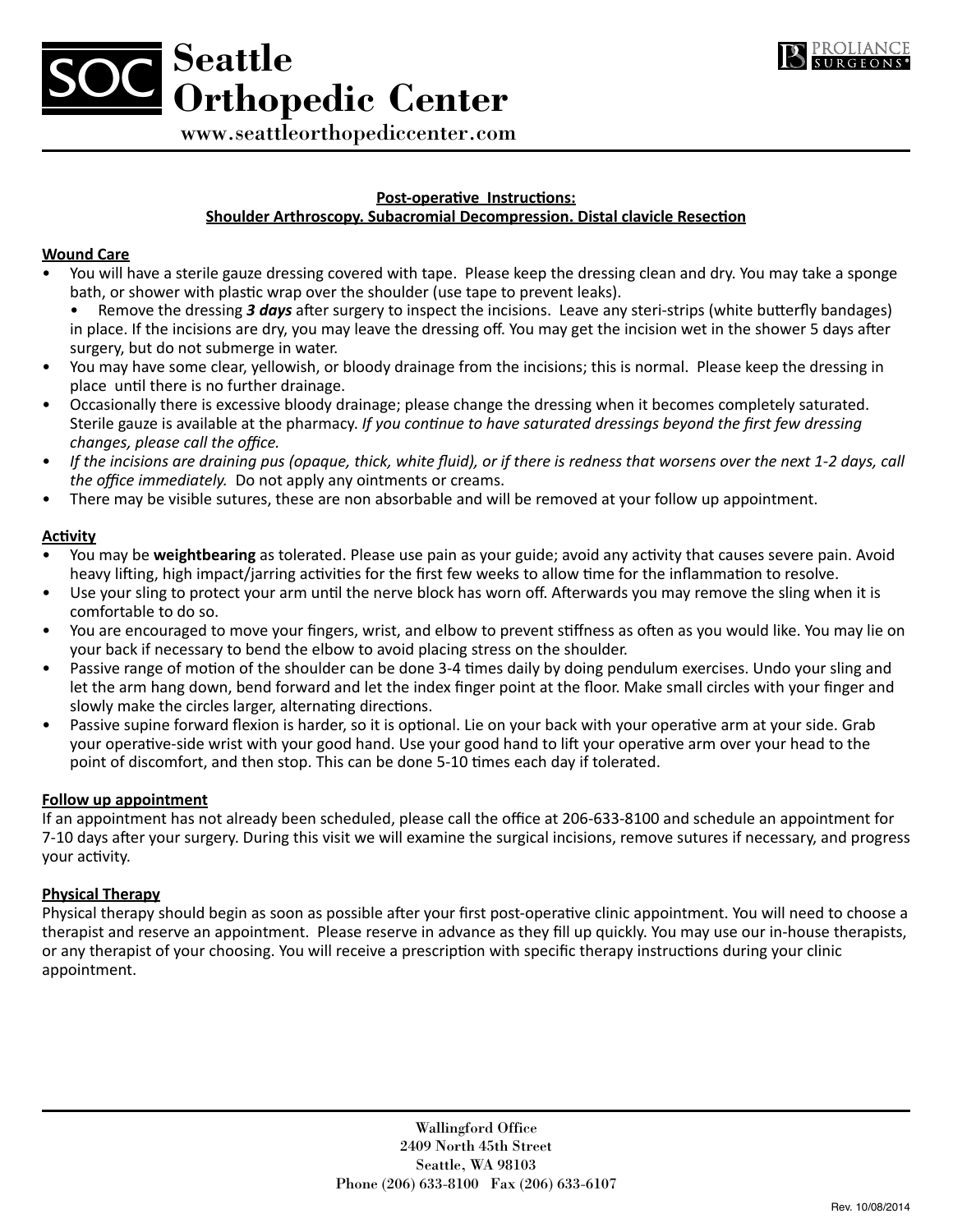# Seattle Orthopedic Center

www.seattleorthopediccenter.com

## Post-operative Instructions: Shoulder Arthroscopy. Subacromial Decompression. Distal clavicle Resection

### Wound Care

- You will have a sterile gauze dressing covered with tape. Please keep the dressing clean and dry. You may take a sponge bath, or shower with plastic wrap over the shoulder (use tape to prevent leaks).
  - Remove the dressing ***3 days*** after surgery to inspect the incisions. Leave any steri-strips (white butterfly bandages) in place. If the incisions are dry, you may leave the dressing off. You may get the incision wet in the shower 5 days after surgery, but do not submerge in water.
- You may have some clear, yellowish, or bloody drainage from the incisions; this is normal. Please keep the dressing in place until there is no further drainage.
- Occasionally there is excessive bloody drainage; please change the dressing when it becomes completely saturated. Sterile gauze is available at the pharmacy. *If you continue to have saturated dressings beyond the first few dressing changes, please call the office.*
- *If the incisions are draining pus (opaque, thick, white fluid), or if there is redness that worsens over the next 1-2 days, call the office immediately.* Do not apply any ointments or creams.
- There may be visible sutures, these are non absorbable and will be removed at your follow up appointment.

### Activity

- You may be **weightbearing** as tolerated. Please use pain as your guide; avoid any activity that causes severe pain. Avoid heavy lifting, high impact/jarring activities for the first few weeks to allow time for the inflammation to resolve.
- Use your sling to protect your arm until the nerve block has worn off. Afterwards you may remove the sling when it is comfortable to do so.
- You are encouraged to move your fingers, wrist, and elbow to prevent stiffness as often as you would like. You may lie on your back if necessary to bend the elbow to avoid placing stress on the shoulder.
- Passive range of motion of the shoulder can be done 3-4 times daily by doing pendulum exercises. Undo your sling and let the arm hang down, bend forward and let the index finger point at the floor. Make small circles with your finger and slowly make the circles larger, alternating directions.
- Passive supine forward flexion is harder, so it is optional. Lie on your back with your operative arm at your side. Grab your operative-side wrist with your good hand. Use your good hand to lift your operative arm over your head to the point of discomfort, and then stop. This can be done 5-10 times each day if tolerated.

### Follow up appointment

If an appointment has not already been scheduled, please call the office at 206-633-8100 and schedule an appointment for 7-10 days after your surgery. During this visit we will examine the surgical incisions, remove sutures if necessary, and progress your activity.

### Physical Therapy

Physical therapy should begin as soon as possible after your first post-operative clinic appointment. You will need to choose a therapist and reserve an appointment. Please reserve in advance as they fill up quickly. You may use our in-house therapists, or any therapist of your choosing. You will receive a prescription with specific therapy instructions during your clinic appointment.

Wallingford Office
2409 North 45th Street
Seattle, WA 98103
Phone (206) 633-8100 Fax (206) 633-6107

Rev. 10/08/2014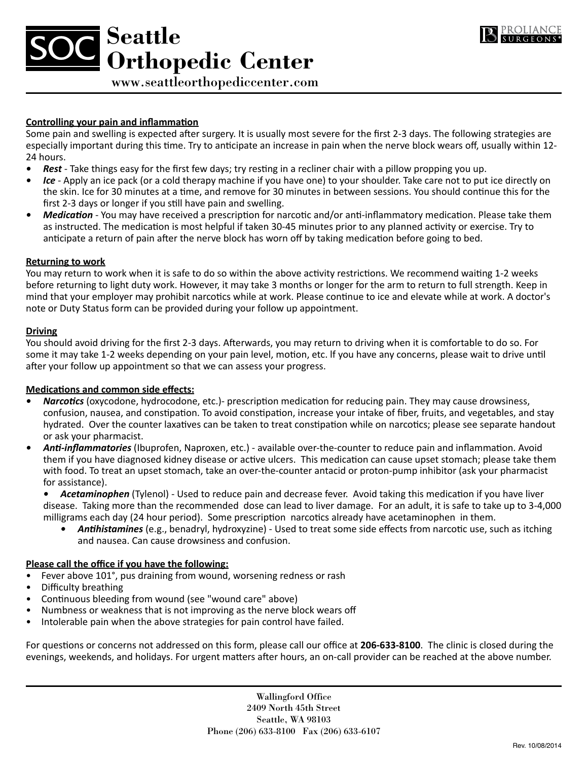# Seattle Orthopedic Center

www.seattleorthopediccenter.com

PROLIANCE SURGEONS®

**Controlling your pain and inflammation**

Some pain and swelling is expected after surgery. It is usually most severe for the first 2-3 days. The following strategies are especially important during this time. Try to anticipate an increase in pain when the nerve block wears off, usually within 12-24 hours.

- ***Rest*** - Take things easy for the first few days; try resting in a recliner chair with a pillow propping you up.
- ***Ice*** - Apply an ice pack (or a cold therapy machine if you have one) to your shoulder. Take care not to put ice directly on the skin. Ice for 30 minutes at a time, and remove for 30 minutes in between sessions. You should continue this for the first 2-3 days or longer if you still have pain and swelling.
- ***Medication*** - You may have received a prescription for narcotic and/or anti-inflammatory medication. Please take them as instructed. The medication is most helpful if taken 30-45 minutes prior to any planned activity or exercise. Try to anticipate a return of pain after the nerve block has worn off by taking medication before going to bed.

**Returning to work**

You may return to work when it is safe to do so within the above activity restrictions. We recommend waiting 1-2 weeks before returning to light duty work. However, it may take 3 months or longer for the arm to return to full strength. Keep in mind that your employer may prohibit narcotics while at work. Please continue to ice and elevate while at work. A doctor's note or Duty Status form can be provided during your follow up appointment.

**Driving**

You should avoid driving for the first 2-3 days. Afterwards, you may return to driving when it is comfortable to do so. For some it may take 1-2 weeks depending on your pain level, motion, etc. If you have any concerns, please wait to drive until after your follow up appointment so that we can assess your progress.

**Medications and common side effects:**

- ***Narcotics*** (oxycodone, hydrocodone, etc.)- prescription medication for reducing pain. They may cause drowsiness, confusion, nausea, and constipation. To avoid constipation, increase your intake of fiber, fruits, and vegetables, and stay hydrated. Over the counter laxatives can be taken to treat constipation while on narcotics; please see separate handout or ask your pharmacist.
- ***Anti-inflammatories*** (Ibuprofen, Naproxen, etc.) - available over-the-counter to reduce pain and inflammation. Avoid them if you have diagnosed kidney disease or active ulcers. This medication can cause upset stomach; please take them with food. To treat an upset stomach, take an over-the-counter antacid or proton-pump inhibitor (ask your pharmacist for assistance).
  - ***Acetaminophen*** (Tylenol) - Used to reduce pain and decrease fever. Avoid taking this medication if you have liver disease. Taking more than the recommended dose can lead to liver damage. For an adult, it is safe to take up to 3-4,000 milligrams each day (24 hour period). Some prescription narcotics already have acetaminophen in them.
    - ***Antihistamines*** (e.g., benadryl, hydroxyzine) - Used to treat some side effects from narcotic use, such as itching and nausea. Can cause drowsiness and confusion.

**Please call the office if you have the following:**

- Fever above 101°, pus draining from wound, worsening redness or rash
- Difficulty breathing
- Continuous bleeding from wound (see "wound care" above)
- Numbness or weakness that is not improving as the nerve block wears off
- Intolerable pain when the above strategies for pain control have failed.

For questions or concerns not addressed on this form, please call our office at **206-633-8100**. The clinic is closed during the evenings, weekends, and holidays. For urgent matters after hours, an on-call provider can be reached at the above number.

Wallingford Office
2409 North 45th Street
Seattle, WA 98103
Phone (206) 633-8100 Fax (206) 633-6107

Rev. 10/08/2014